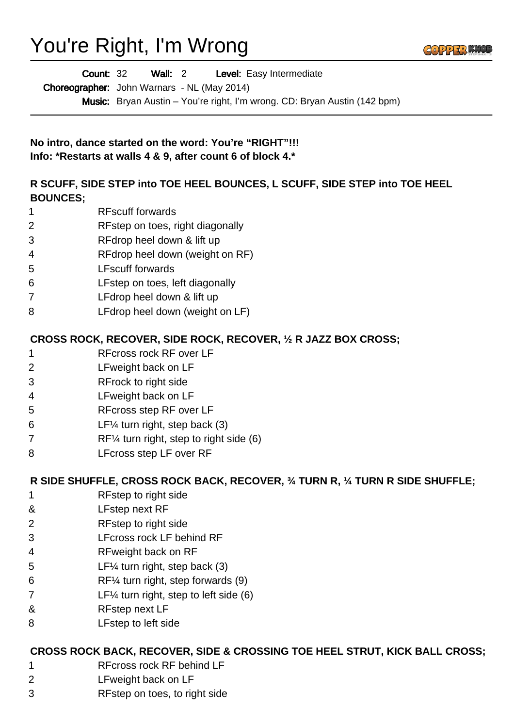# You're Right, I'm Wrong

**Count:** 32 **Wall:** 2 **Level:** Easy Intermediate

**Choreographer:** John Warnars - NL (May 2014)

**Music:** Bryan Austin – You're right, I'm wrong. CD: Bryan Austin (142 bpm)

**No intro, dance started on the word: You're "RIGHT"!!!**
**Info: *Restarts at walls 4 & 9, after count 6 of block 4.***

**R SCUFF, SIDE STEP into TOE HEEL BOUNCES, L SCUFF, SIDE STEP into TOE HEEL BOUNCES;**

| | |
|---|---|
| 1 | RFscuff forwards |
| 2 | RFstep on toes, right diagonally |
| 3 | RFdrop heel down & lift up |
| 4 | RFdrop heel down (weight on RF) |
| 5 | LFscuff forwards |
| 6 | LFstep on toes, left diagonally |
| 7 | LFdrop heel down & lift up |
| 8 | LFdrop heel down (weight on LF) |

**CROSS ROCK, RECOVER, SIDE ROCK, RECOVER, ½ R JAZZ BOX CROSS;**

| | |
|---|---|
| 1 | RFcross rock RF over LF |
| 2 | LFweight back on LF |
| 3 | RFrock to right side |
| 4 | LFweight back on LF |
| 5 | RFcross step RF over LF |
| 6 | LF¼ turn right, step back (3) |
| 7 | RF¼ turn right, step to right side (6) |
| 8 | LFcross step LF over RF |

**R SIDE SHUFFLE, CROSS ROCK BACK, RECOVER, ¾ TURN R, ¼ TURN R SIDE SHUFFLE;**

| | |
|---|---|
| 1 | RFstep to right side |
| & | LFstep next RF |
| 2 | RFstep to right side |
| 3 | LFcross rock LF behind RF |
| 4 | RFweight back on RF |
| 5 | LF¼ turn right, step back (3) |
| 6 | RF¼ turn right, step forwards (9) |
| 7 | LF¼ turn right, step to left side (6) |
| & | RFstep next LF |
| 8 | LFstep to left side |

**CROSS ROCK BACK, RECOVER, SIDE & CROSSING TOE HEEL STRUT, KICK BALL CROSS;**

| | |
|---|---|
| 1 | RFcross rock RF behind LF |
| 2 | LFweight back on LF |
| 3 | RFstep on toes, to right side |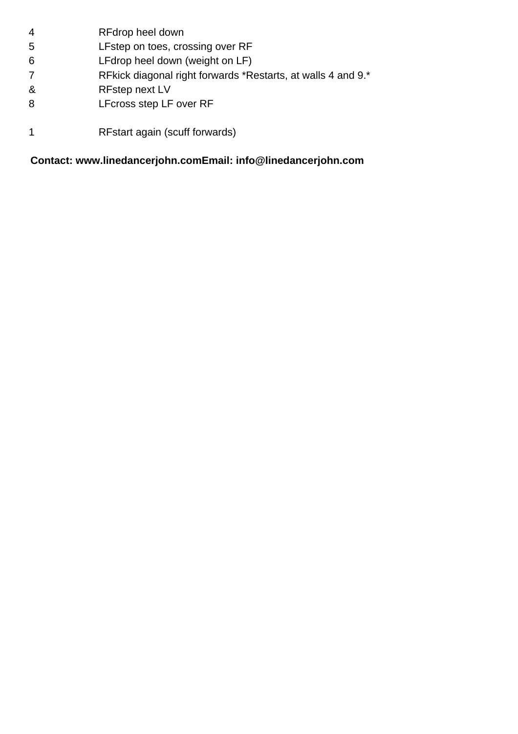| | | |
|---|---|---|
| 4 | RF | drop heel down |
| 5 | LF | step on toes, crossing over RF |
| 6 | LF | drop heel down (weight on LF) |
| 7 | RF | kick diagonal right forwards *Restarts, at walls 4 and 9.* |
| & | RF | step next LV |
| 8 | LF | cross step LF over RF |
| | | |
| 1 | RF | start again (scuff forwards) |

**Contact: www.linedancerjohn.com Email: info@linedancerjohn.com**